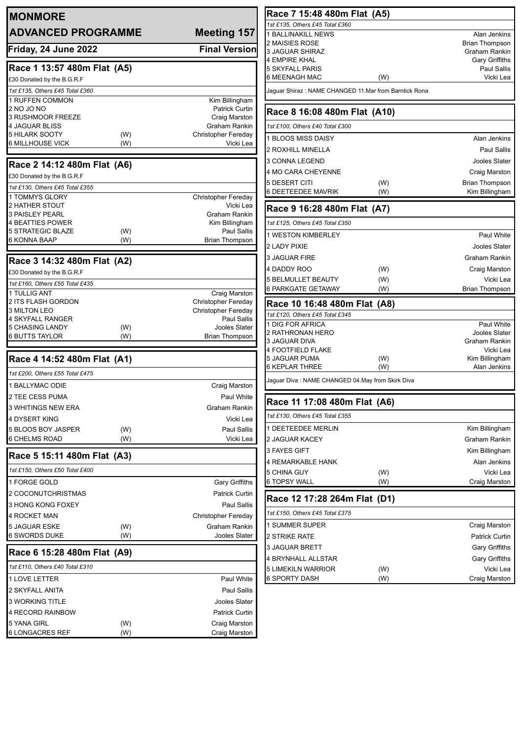# MONMORE

## ADVANCED PROGRAMME — Meeting 157

**Friday, 24 June 2022** — **Final Version**

### Race 1 13:57 480m Flat (A5)

£30 Donated by the B.G.R.F

*1st £135, Others £45 Total £360*

| Trap | Dog | | Trainer |
|---|---|---|---|
| 1 | RUFFEN COMMON | | Kim Billingham |
| 2 | NO JO NO | | Patrick Curtin |
| 3 | RUSHMOOR FREEZE | | Craig Marston |
| 4 | JAGUAR BLISS | | Graham Rankin |
| 5 | HILARK SOOTY | (W) | Christopher Fereday |
| 6 | MILLHOUSE VICK | (W) | Vicki Lea |

### Race 2 14:12 480m Flat (A6)

£30 Donated by the B.G.R.F

*1st £130, Others £45 Total £355*

| Trap | Dog | | Trainer |
|---|---|---|---|
| 1 | TOMMYS GLORY | | Christopher Fereday |
| 2 | HATHER STOUT | | Vicki Lea |
| 3 | PAISLEY PEARL | | Graham Rankin |
| 4 | BEATTIES POWER | | Kim Billingham |
| 5 | STRATEGIC BLAZE | (W) | Paul Sallis |
| 6 | KONNA BAAP | (W) | Brian Thompson |

### Race 3 14:32 480m Flat (A2)

£30 Donated by the B.G.R.F

*1st £160, Others £55 Total £435*

| Trap | Dog | | Trainer |
|---|---|---|---|
| 1 | TULLIG ANT | | Craig Marston |
| 2 | ITS FLASH GORDON | | Christopher Fereday |
| 3 | MILTON LEO | | Christopher Fereday |
| 4 | SKYFALL RANGER | | Paul Sallis |
| 5 | CHASING LANDY | (W) | Jooles Slater |
| 6 | BUTTS TAYLOR | (W) | Brian Thompson |

### Race 4 14:52 480m Flat (A1)

*1st £200, Others £55 Total £475*

| Trap | Dog | | Trainer |
|---|---|---|---|
| 1 | BALLYMAC ODIE | | Craig Marston |
| 2 | TEE CESS PUMA | | Paul White |
| 3 | WHITINGS NEW ERA | | Graham Rankin |
| 4 | DYSERT KING | | Vicki Lea |
| 5 | BLOOS BOY JASPER | (W) | Paul Sallis |
| 6 | CHELMS ROAD | (W) | Vicki Lea |

### Race 5 15:11 480m Flat (A3)

*1st £150, Others £50 Total £400*

| Trap | Dog | | Trainer |
|---|---|---|---|
| 1 | FORGE GOLD | | Gary Griffiths |
| 2 | COCONUTCHRISTMAS | | Patrick Curtin |
| 3 | HONG KONG FOXEY | | Paul Sallis |
| 4 | ROCKET MAN | | Christopher Fereday |
| 5 | JAGUAR ESKE | (W) | Graham Rankin |
| 6 | SWORDS DUKE | (W) | Jooles Slater |

### Race 6 15:28 480m Flat (A9)

*1st £110, Others £40 Total £310*

| Trap | Dog | | Trainer |
|---|---|---|---|
| 1 | LOVE LETTER | | Paul White |
| 2 | SKYFALL ANITA | | Paul Sallis |
| 3 | WORKING TITLE | | Jooles Slater |
| 4 | RECORD RAINBOW | | Patrick Curtin |
| 5 | YANA GIRL | (W) | Craig Marston |
| 6 | LONGACRES REF | (W) | Craig Marston |

### Race 7 15:48 480m Flat (A5)

*1st £135, Others £45 Total £360*

| Trap | Dog | | Trainer |
|---|---|---|---|
| 1 | BALLINAKILL NEWS | | Alan Jenkins |
| 2 | MAISIES ROSE | | Brian Thompson |
| 3 | JAGUAR SHIRAZ | | Graham Rankin |
| 4 | EMPIRE KHAL | | Gary Griffiths |
| 5 | SKYFALL PARIS | | Paul Sallis |
| 6 | MEENAGH MAC | (W) | Vicki Lea |

Jaguar Shiraz : NAME CHANGED 11.Mar from Barntick Rona

### Race 8 16:08 480m Flat (A10)

*1st £100, Others £40 Total £300*

| Trap | Dog | | Trainer |
|---|---|---|---|
| 1 | BLOOS MISS DAISY | | Alan Jenkins |
| 2 | ROXHILL MINELLA | | Paul Sallis |
| 3 | CONNA LEGEND | | Jooles Slater |
| 4 | MO CARA CHEYENNE | | Craig Marston |
| 5 | DESERT CITI | (W) | Brian Thompson |
| 6 | DEETEEDEE MAVRIK | (W) | Kim Billingham |

### Race 9 16:28 480m Flat (A7)

*1st £125, Others £45 Total £350*

| Trap | Dog | | Trainer |
|---|---|---|---|
| 1 | WESTON KIMBERLEY | | Paul White |
| 2 | LADY PIXIE | | Jooles Slater |
| 3 | JAGUAR FIRE | | Graham Rankin |
| 4 | DADDY ROO | (W) | Craig Marston |
| 5 | BELMULLET BEAUTY | (W) | Vicki Lea |
| 6 | PARKGATE GETAWAY | (W) | Brian Thompson |

### Race 10 16:48 480m Flat (A8)

*1st £120, Others £45 Total £345*

| Trap | Dog | | Trainer |
|---|---|---|---|
| 1 | DIG FOR AFRICA | | Paul White |
| 2 | RATHRONAN HERO | | Jooles Slater |
| 3 | JAGUAR DIVA | | Graham Rankin |
| 4 | FOOTFIELD FLAKE | | Vicki Lea |
| 5 | JAGUAR PUMA | (W) | Kim Billingham |
| 6 | KEPLAR THREE | (W) | Alan Jenkins |

Jaguar Diva : NAME CHANGED 04.May from Skirk Diva

### Race 11 17:08 480m Flat (A6)

*1st £130, Others £45 Total £355*

| Trap | Dog | | Trainer |
|---|---|---|---|
| 1 | DEETEEDEE MERLIN | | Kim Billingham |
| 2 | JAGUAR KACEY | | Graham Rankin |
| 3 | FAYES GIFT | | Kim Billingham |
| 4 | REMARKABLE HANK | | Alan Jenkins |
| 5 | CHINA GUY | (W) | Vicki Lea |
| 6 | TOPSY WALL | (W) | Craig Marston |

### Race 12 17:28 264m Flat (D1)

*1st £150, Others £45 Total £375*

| Trap | Dog | | Trainer |
|---|---|---|---|
| 1 | SUMMER SUPER | | Craig Marston |
| 2 | STRIKE RATE | | Patrick Curtin |
| 3 | JAGUAR BRETT | | Gary Griffiths |
| 4 | BRYNHALL ALLSTAR | | Gary Griffiths |
| 5 | LIMEKILN WARRIOR | (W) | Vicki Lea |
| 6 | SPORTY DASH | (W) | Craig Marston |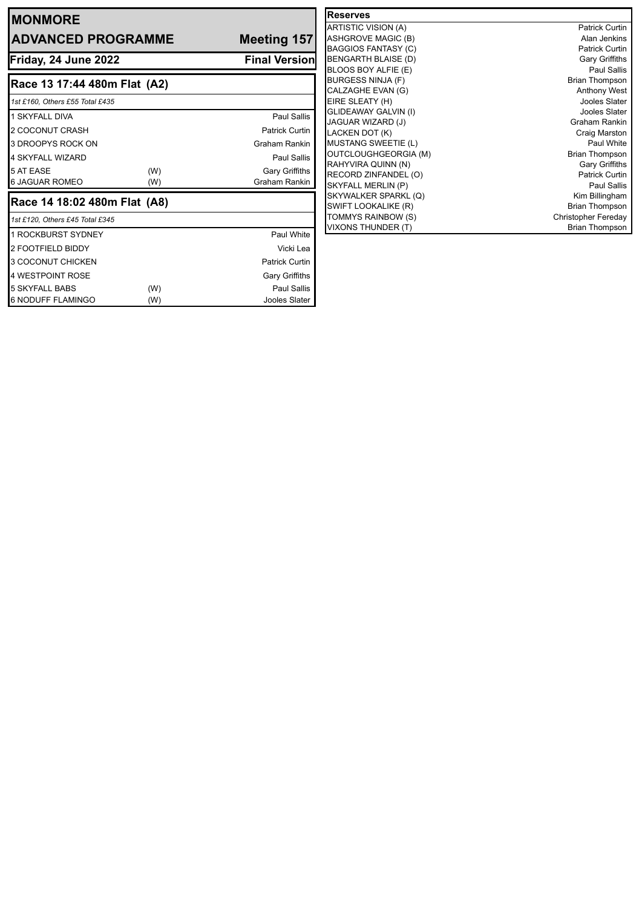# MONMORE

## ADVANCED PROGRAMME — Meeting 157

**Friday, 24 June 2022 — Final Version**

### Race 13 17:44 480m Flat (A2)

*1st £160, Others £55 Total £435*

| | | |
|---|---|---|
| 1 SKYFALL DIVA | | Paul Sallis |
| 2 COCONUT CRASH | | Patrick Curtin |
| 3 DROOPYS ROCK ON | | Graham Rankin |
| 4 SKYFALL WIZARD | | Paul Sallis |
| 5 AT EASE | (W) | Gary Griffiths |
| 6 JAGUAR ROMEO | (W) | Graham Rankin |

### Race 14 18:02 480m Flat (A8)

*1st £120, Others £45 Total £345*

| | | |
|---|---|---|
| 1 ROCKBURST SYDNEY | | Paul White |
| 2 FOOTFIELD BIDDY | | Vicki Lea |
| 3 COCONUT CHICKEN | | Patrick Curtin |
| 4 WESTPOINT ROSE | | Gary Griffiths |
| 5 SKYFALL BABS | (W) | Paul Sallis |
| 6 NODUFF FLAMINGO | (W) | Jooles Slater |

### Reserves

| | |
|---|---|
| ARTISTIC VISION (A) | Patrick Curtin |
| ASHGROVE MAGIC (B) | Alan Jenkins |
| BAGGIOS FANTASY (C) | Patrick Curtin |
| BENGARTH BLAISE (D) | Gary Griffiths |
| BLOOS BOY ALFIE (E) | Paul Sallis |
| BURGESS NINJA (F) | Brian Thompson |
| CALZAGHE EVAN (G) | Anthony West |
| EIRE SLEATY (H) | Jooles Slater |
| GLIDEAWAY GALVIN (I) | Jooles Slater |
| JAGUAR WIZARD (J) | Graham Rankin |
| LACKEN DOT (K) | Craig Marston |
| MUSTANG SWEETIE (L) | Paul White |
| OUTCLOUGHGEORGIA (M) | Brian Thompson |
| RAHYVIRA QUINN (N) | Gary Griffiths |
| RECORD ZINFANDEL (O) | Patrick Curtin |
| SKYFALL MERLIN (P) | Paul Sallis |
| SKYWALKER SPARKL (Q) | Kim Billingham |
| SWIFT LOOKALIKE (R) | Brian Thompson |
| TOMMYS RAINBOW (S) | Christopher Fereday |
| VIXONS THUNDER (T) | Brian Thompson |